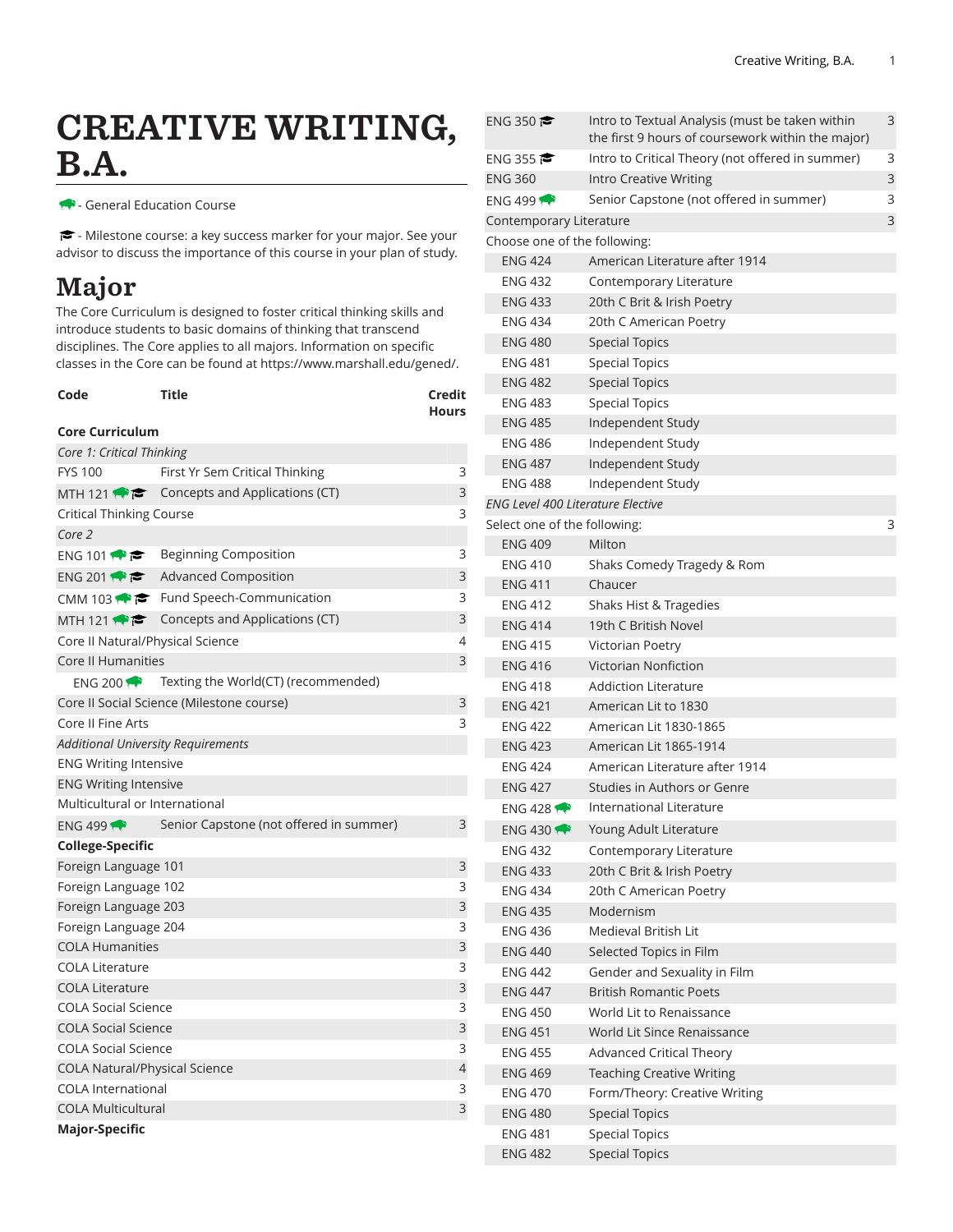# CREATIVE WRITING, B.A.

🦬 - General Education Course

🎓 - Milestone course: a key success marker for your major. See your advisor to discuss the importance of this course in your plan of study.

## Major

The Core Curriculum is designed to foster critical thinking skills and introduce students to basic domains of thinking that transcend disciplines. The Core applies to all majors. Information on specific classes in the Core can be found at https://www.marshall.edu/gened/.

| Code | Title | Credit Hours |
|---|---|---|
| **Core Curriculum** | | |
| *Core 1: Critical Thinking* | | |
| FYS 100 | First Yr Sem Critical Thinking | 3 |
| MTH 121 🦬🎓 | Concepts and Applications (CT) | 3 |
| Critical Thinking Course | | 3 |
| *Core 2* | | |
| ENG 101 🦬🎓 | Beginning Composition | 3 |
| ENG 201 🦬🎓 | Advanced Composition | 3 |
| CMM 103 🦬🎓 | Fund Speech-Communication | 3 |
| MTH 121 🦬🎓 | Concepts and Applications (CT) | 3 |
| Core II Natural/Physical Science | | 4 |
| Core II Humanities | | 3 |
| ENG 200 🦬 | Texting the World(CT) (recommended) | |
| Core II Social Science (Milestone course) | | 3 |
| Core II Fine Arts | | 3 |
| *Additional University Requirements* | | |
| ENG Writing Intensive | | |
| ENG Writing Intensive | | |
| Multicultural or International | | |
| ENG 499 🦬 | Senior Capstone (not offered in summer) | 3 |
| **College-Specific** | | |
| Foreign Language 101 | | 3 |
| Foreign Language 102 | | 3 |
| Foreign Language 203 | | 3 |
| Foreign Language 204 | | 3 |
| COLA Humanities | | 3 |
| COLA Literature | | 3 |
| COLA Literature | | 3 |
| COLA Social Science | | 3 |
| COLA Social Science | | 3 |
| COLA Social Science | | 3 |
| COLA Natural/Physical Science | | 4 |
| COLA International | | 3 |
| COLA Multicultural | | 3 |
| **Major-Specific** | | |
| ENG 350 🎓 | Intro to Textual Analysis (must be taken within the first 9 hours of coursework within the major) | 3 |
| ENG 355 🎓 | Intro to Critical Theory (not offered in summer) | 3 |
| ENG 360 | Intro Creative Writing | 3 |
| ENG 499 🦬 | Senior Capstone (not offered in summer) | 3 |
| Contemporary Literature | | 3 |
| Choose one of the following: | | |
| ENG 424 | American Literature after 1914 | |
| ENG 432 | Contemporary Literature | |
| ENG 433 | 20th C Brit & Irish Poetry | |
| ENG 434 | 20th C American Poetry | |
| ENG 480 | Special Topics | |
| ENG 481 | Special Topics | |
| ENG 482 | Special Topics | |
| ENG 483 | Special Topics | |
| ENG 485 | Independent Study | |
| ENG 486 | Independent Study | |
| ENG 487 | Independent Study | |
| ENG 488 | Independent Study | |
| *ENG Level 400 Literature Elective* | | |
| Select one of the following: | | 3 |
| ENG 409 | Milton | |
| ENG 410 | Shaks Comedy Tragedy & Rom | |
| ENG 411 | Chaucer | |
| ENG 412 | Shaks Hist & Tragedies | |
| ENG 414 | 19th C British Novel | |
| ENG 415 | Victorian Poetry | |
| ENG 416 | Victorian Nonfiction | |
| ENG 418 | Addiction Literature | |
| ENG 421 | American Lit to 1830 | |
| ENG 422 | American Lit 1830-1865 | |
| ENG 423 | American Lit 1865-1914 | |
| ENG 424 | American Literature after 1914 | |
| ENG 427 | Studies in Authors or Genre | |
| ENG 428 🦬 | International Literature | |
| ENG 430 🦬 | Young Adult Literature | |
| ENG 432 | Contemporary Literature | |
| ENG 433 | 20th C Brit & Irish Poetry | |
| ENG 434 | 20th C American Poetry | |
| ENG 435 | Modernism | |
| ENG 436 | Medieval British Lit | |
| ENG 440 | Selected Topics in Film | |
| ENG 442 | Gender and Sexuality in Film | |
| ENG 447 | British Romantic Poets | |
| ENG 450 | World Lit to Renaissance | |
| ENG 451 | World Lit Since Renaissance | |
| ENG 455 | Advanced Critical Theory | |
| ENG 469 | Teaching Creative Writing | |
| ENG 470 | Form/Theory: Creative Writing | |
| ENG 480 | Special Topics | |
| ENG 481 | Special Topics | |
| ENG 482 | Special Topics | |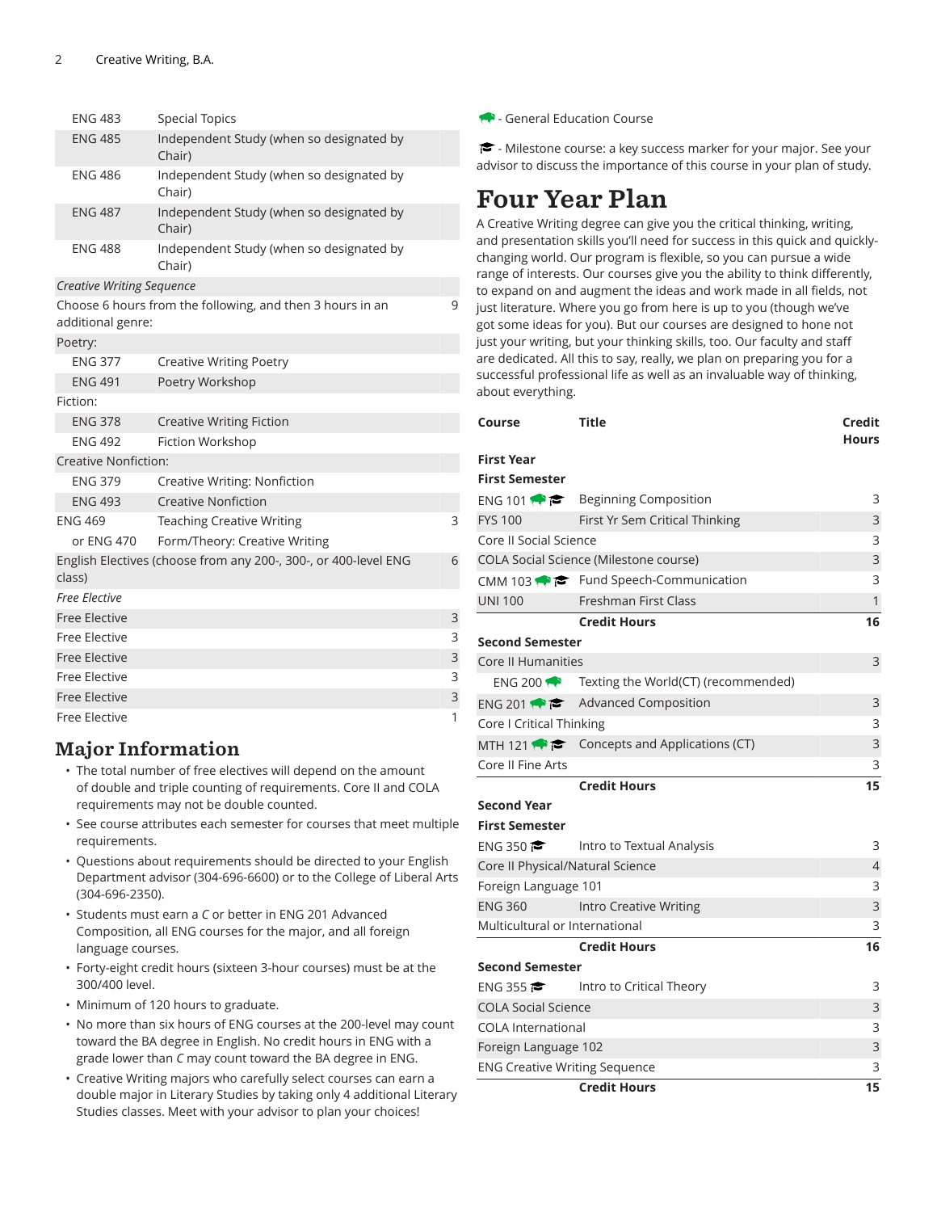| | | |
|---|---|---|
| ENG 483 | Special Topics | |
| ENG 485 | Independent Study (when so designated by Chair) | |
| ENG 486 | Independent Study (when so designated by Chair) | |
| ENG 487 | Independent Study (when so designated by Chair) | |
| ENG 488 | Independent Study (when so designated by Chair) | |
| *Creative Writing Sequence* | | |
| Choose 6 hours from the following, and then 3 hours in an additional genre: | | 9 |
| Poetry: | | |
| ENG 377 | Creative Writing Poetry | |
| ENG 491 | Poetry Workshop | |
| Fiction: | | |
| ENG 378 | Creative Writing Fiction | |
| ENG 492 | Fiction Workshop | |
| Creative Nonfiction: | | |
| ENG 379 | Creative Writing: Nonfiction | |
| ENG 493 | Creative Nonfiction | |
| ENG 469 | Teaching Creative Writing | 3 |
| or ENG 470 | Form/Theory: Creative Writing | |
| English Electives (choose from any 200-, 300-, or 400-level ENG class) | | 6 |
| *Free Elective* | | |
| Free Elective | | 3 |
| Free Elective | | 3 |
| Free Elective | | 3 |
| Free Elective | | 3 |
| Free Elective | | 3 |
| Free Elective | | 1 |

## Major Information

- The total number of free electives will depend on the amount of double and triple counting of requirements. Core II and COLA requirements may not be double counted.
- See course attributes each semester for courses that meet multiple requirements.
- Questions about requirements should be directed to your English Department advisor (304-696-6600) or to the College of Liberal Arts (304-696-2350).
- Students must earn a *C* or better in ENG 201 Advanced Composition, all ENG courses for the major, and all foreign language courses.
- Forty-eight credit hours (sixteen 3-hour courses) must be at the 300/400 level.
- Minimum of 120 hours to graduate.
- No more than six hours of ENG courses at the 200-level may count toward the BA degree in English. No credit hours in ENG with a grade lower than *C* may count toward the BA degree in ENG.
- Creative Writing majors who carefully select courses can earn a double major in Literary Studies by taking only 4 additional Literary Studies classes. Meet with your advisor to plan your choices!

(GE) - General Education Course

(M) - Milestone course: a key success marker for your major. See your advisor to discuss the importance of this course in your plan of study.

# Four Year Plan

A Creative Writing degree can give you the critical thinking, writing, and presentation skills you'll need for success in this quick and quickly-changing world. Our program is flexible, so you can pursue a wide range of interests. Our courses give you the ability to think differently, to expand on and augment the ideas and work made in all fields, not just literature. Where you go from here is up to you (though we've got some ideas for you). But our courses are designed to hone not just your writing, but your thinking skills, too. Our faculty and staff are dedicated. All this to say, really, we plan on preparing you for a successful professional life as well as an invaluable way of thinking, about everything.

| Course | Title | Credit Hours |
|---|---|---|
| **First Year** | | |
| **First Semester** | | |
| ENG 101 (GE) (M) | Beginning Composition | 3 |
| FYS 100 | First Yr Sem Critical Thinking | 3 |
| Core II Social Science | | 3 |
| COLA Social Science (Milestone course) | | 3 |
| CMM 103 (GE) (M) | Fund Speech-Communication | 3 |
| UNI 100 | Freshman First Class | 1 |
| | **Credit Hours** | **16** |
| **Second Semester** | | |
| Core II Humanities | | 3 |
| ENG 200 (GE) | Texting the World(CT) (recommended) | |
| ENG 201 (GE) (M) | Advanced Composition | 3 |
| Core I Critical Thinking | | 3 |
| MTH 121 (GE) (M) | Concepts and Applications (CT) | 3 |
| Core II Fine Arts | | 3 |
| | **Credit Hours** | **15** |
| **Second Year** | | |
| **First Semester** | | |
| ENG 350 (M) | Intro to Textual Analysis | 3 |
| Core II Physical/Natural Science | | 4 |
| Foreign Language 101 | | 3 |
| ENG 360 | Intro Creative Writing | 3 |
| Multicultural or International | | 3 |
| | **Credit Hours** | **16** |
| **Second Semester** | | |
| ENG 355 (M) | Intro to Critical Theory | 3 |
| COLA Social Science | | 3 |
| COLA International | | 3 |
| Foreign Language 102 | | 3 |
| ENG Creative Writing Sequence | | 3 |
| | **Credit Hours** | **15** |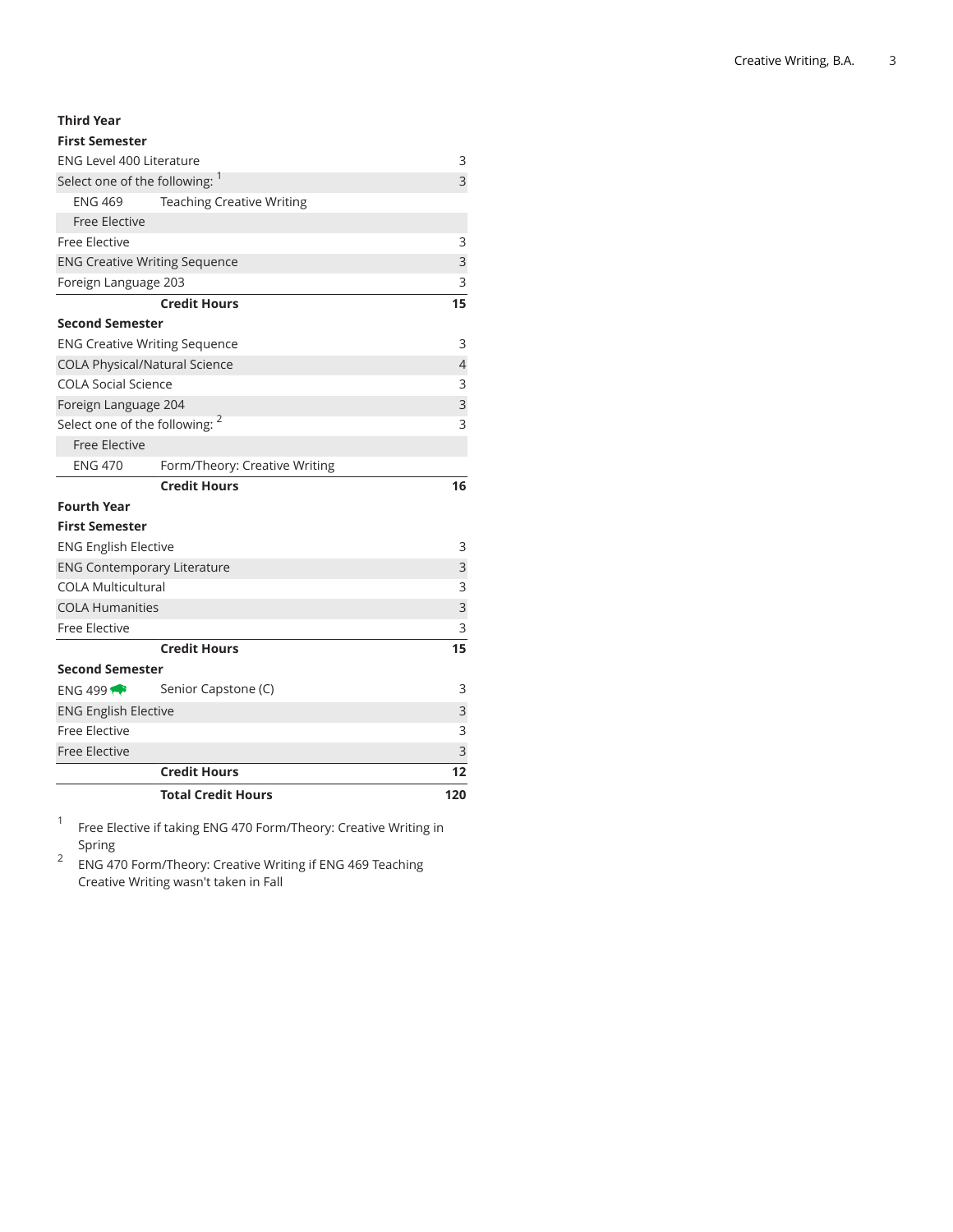| | | |
|---|---|---|
| **Third Year** | | |
| **First Semester** | | |
| ENG Level 400 Literature | | 3 |
| Select one of the following: [1] | | 3 |
| ENG 469 | Teaching Creative Writing | |
| Free Elective | | |
| Free Elective | | 3 |
| ENG Creative Writing Sequence | | 3 |
| Foreign Language 203 | | 3 |
| | **Credit Hours** | **15** |
| **Second Semester** | | |
| ENG Creative Writing Sequence | | 3 |
| COLA Physical/Natural Science | | 4 |
| COLA Social Science | | 3 |
| Foreign Language 204 | | 3 |
| Select one of the following: [2] | | 3 |
| Free Elective | | |
| ENG 470 | Form/Theory: Creative Writing | |
| | **Credit Hours** | **16** |
| **Fourth Year** | | |
| **First Semester** | | |
| ENG English Elective | | 3 |
| ENG Contemporary Literature | | 3 |
| COLA Multicultural | | 3 |
| COLA Humanities | | 3 |
| Free Elective | | 3 |
| | **Credit Hours** | **15** |
| **Second Semester** | | |
| ENG 499 | Senior Capstone (C) | 3 |
| ENG English Elective | | 3 |
| Free Elective | | 3 |
| Free Elective | | 3 |
| | **Credit Hours** | **12** |
| | **Total Credit Hours** | **120** |

[1] Free Elective if taking ENG 470 Form/Theory: Creative Writing in Spring

[2] ENG 470 Form/Theory: Creative Writing if ENG 469 Teaching Creative Writing wasn't taken in Fall